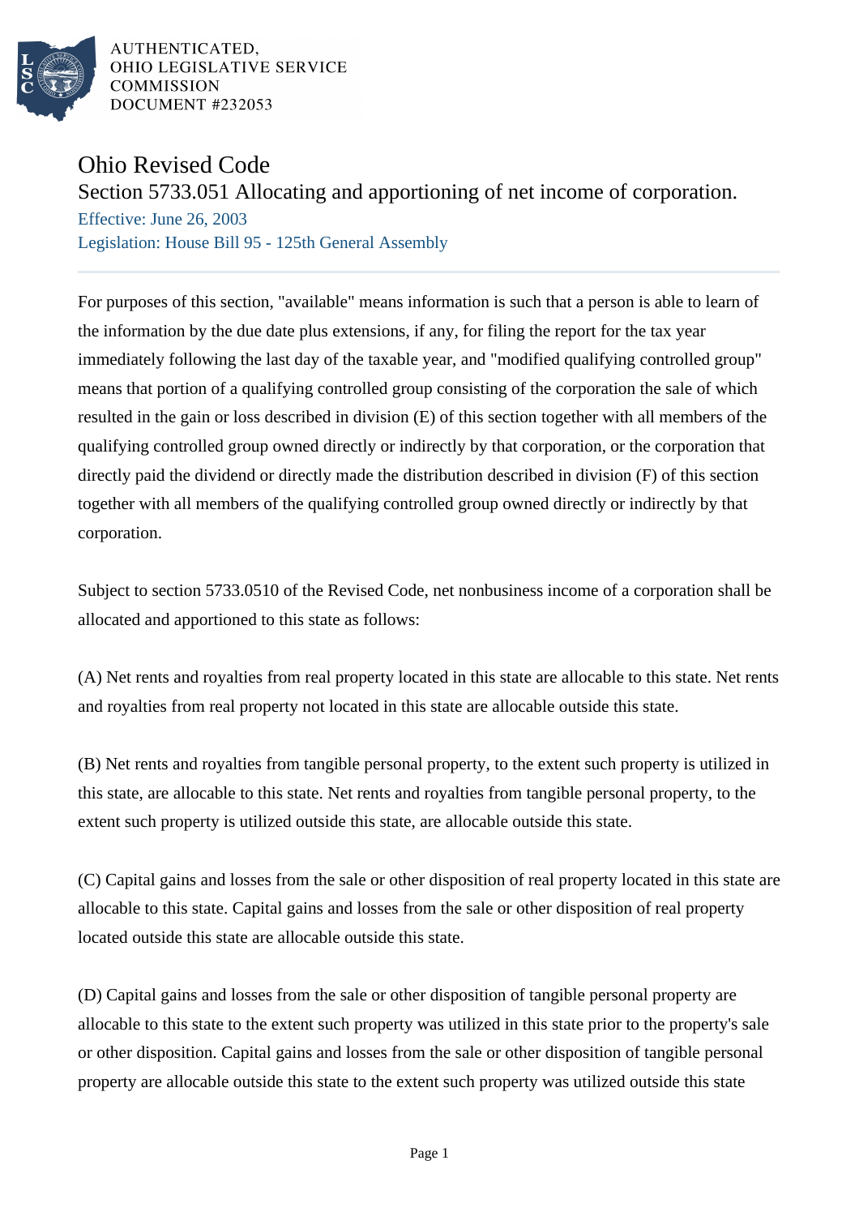AUTHENTICATED,
OHIO LEGISLATIVE SERVICE
COMMISSION
DOCUMENT #232053

# Ohio Revised Code

## Section 5733.051 Allocating and apportioning of net income of corporation.

Effective: June 26, 2003

Legislation: House Bill 95 - 125th General Assembly

---

For purposes of this section, "available" means information is such that a person is able to learn of the information by the due date plus extensions, if any, for filing the report for the tax year immediately following the last day of the taxable year, and "modified qualifying controlled group" means that portion of a qualifying controlled group consisting of the corporation the sale of which resulted in the gain or loss described in division (E) of this section together with all members of the qualifying controlled group owned directly or indirectly by that corporation, or the corporation that directly paid the dividend or directly made the distribution described in division (F) of this section together with all members of the qualifying controlled group owned directly or indirectly by that corporation.

Subject to section 5733.0510 of the Revised Code, net nonbusiness income of a corporation shall be allocated and apportioned to this state as follows:

(A) Net rents and royalties from real property located in this state are allocable to this state. Net rents and royalties from real property not located in this state are allocable outside this state.

(B) Net rents and royalties from tangible personal property, to the extent such property is utilized in this state, are allocable to this state. Net rents and royalties from tangible personal property, to the extent such property is utilized outside this state, are allocable outside this state.

(C) Capital gains and losses from the sale or other disposition of real property located in this state are allocable to this state. Capital gains and losses from the sale or other disposition of real property located outside this state are allocable outside this state.

(D) Capital gains and losses from the sale or other disposition of tangible personal property are allocable to this state to the extent such property was utilized in this state prior to the property's sale or other disposition. Capital gains and losses from the sale or other disposition of tangible personal property are allocable outside this state to the extent such property was utilized outside this state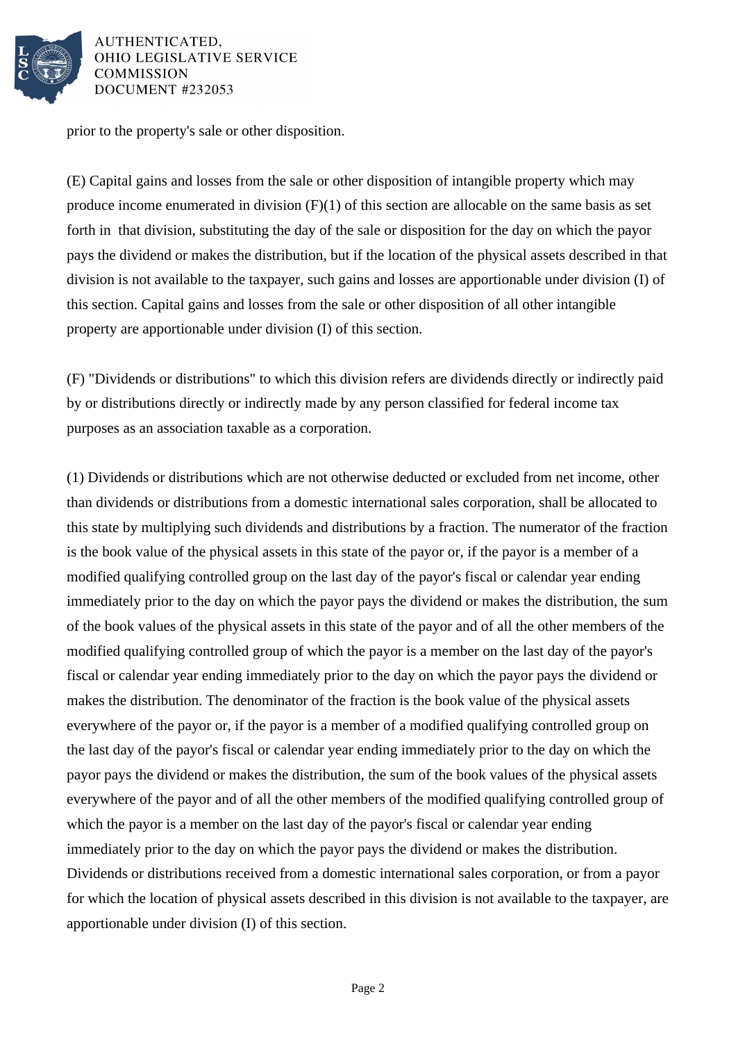prior to the property's sale or other disposition.

(E) Capital gains and losses from the sale or other disposition of intangible property which may produce income enumerated in division (F)(1) of this section are allocable on the same basis as set forth in that division, substituting the day of the sale or disposition for the day on which the payor pays the dividend or makes the distribution, but if the location of the physical assets described in that division is not available to the taxpayer, such gains and losses are apportionable under division (I) of this section. Capital gains and losses from the sale or other disposition of all other intangible property are apportionable under division (I) of this section.

(F) "Dividends or distributions" to which this division refers are dividends directly or indirectly paid by or distributions directly or indirectly made by any person classified for federal income tax purposes as an association taxable as a corporation.

(1) Dividends or distributions which are not otherwise deducted or excluded from net income, other than dividends or distributions from a domestic international sales corporation, shall be allocated to this state by multiplying such dividends and distributions by a fraction. The numerator of the fraction is the book value of the physical assets in this state of the payor or, if the payor is a member of a modified qualifying controlled group on the last day of the payor's fiscal or calendar year ending immediately prior to the day on which the payor pays the dividend or makes the distribution, the sum of the book values of the physical assets in this state of the payor and of all the other members of the modified qualifying controlled group of which the payor is a member on the last day of the payor's fiscal or calendar year ending immediately prior to the day on which the payor pays the dividend or makes the distribution. The denominator of the fraction is the book value of the physical assets everywhere of the payor or, if the payor is a member of a modified qualifying controlled group on the last day of the payor's fiscal or calendar year ending immediately prior to the day on which the payor pays the dividend or makes the distribution, the sum of the book values of the physical assets everywhere of the payor and of all the other members of the modified qualifying controlled group of which the payor is a member on the last day of the payor's fiscal or calendar year ending immediately prior to the day on which the payor pays the dividend or makes the distribution. Dividends or distributions received from a domestic international sales corporation, or from a payor for which the location of physical assets described in this division is not available to the taxpayer, are apportionable under division (I) of this section.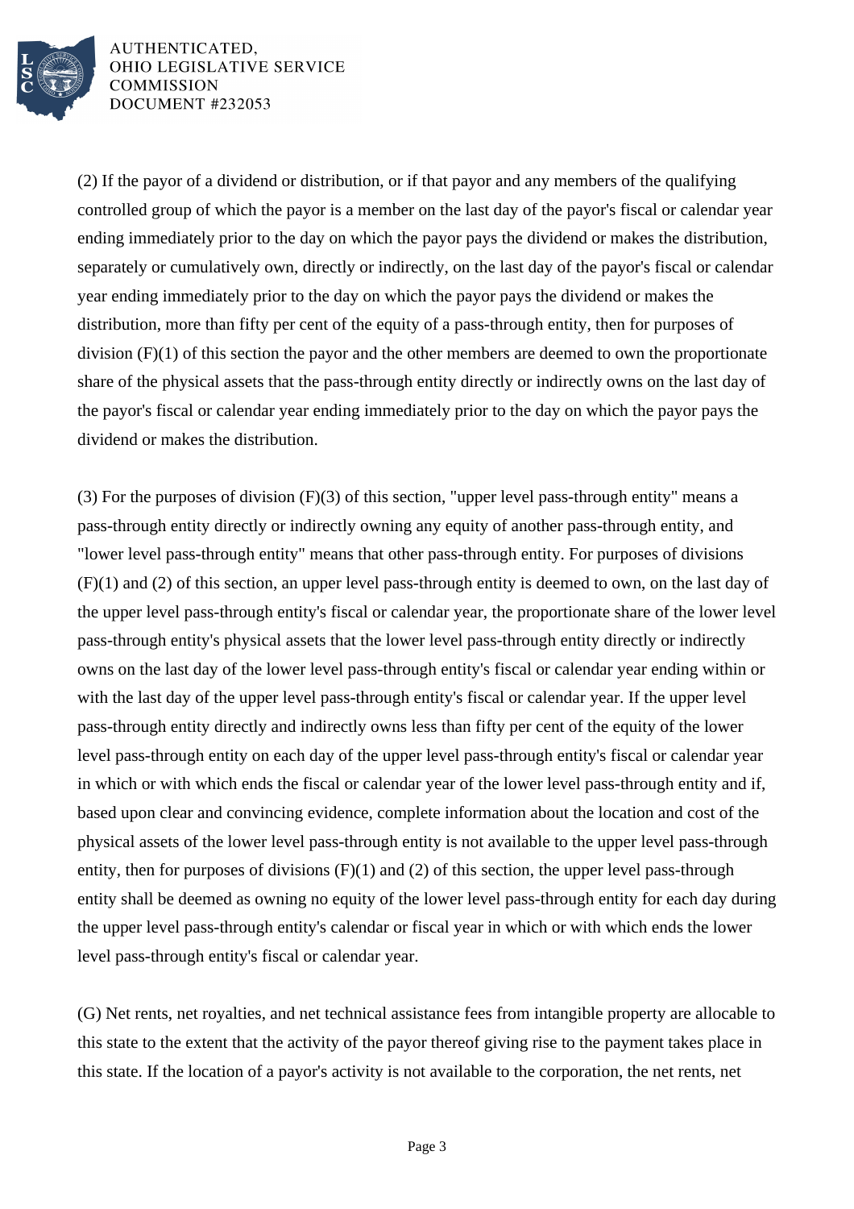(2) If the payor of a dividend or distribution, or if that payor and any members of the qualifying controlled group of which the payor is a member on the last day of the payor's fiscal or calendar year ending immediately prior to the day on which the payor pays the dividend or makes the distribution, separately or cumulatively own, directly or indirectly, on the last day of the payor's fiscal or calendar year ending immediately prior to the day on which the payor pays the dividend or makes the distribution, more than fifty per cent of the equity of a pass-through entity, then for purposes of division (F)(1) of this section the payor and the other members are deemed to own the proportionate share of the physical assets that the pass-through entity directly or indirectly owns on the last day of the payor's fiscal or calendar year ending immediately prior to the day on which the payor pays the dividend or makes the distribution.

(3) For the purposes of division (F)(3) of this section, "upper level pass-through entity" means a pass-through entity directly or indirectly owning any equity of another pass-through entity, and "lower level pass-through entity" means that other pass-through entity. For purposes of divisions (F)(1) and (2) of this section, an upper level pass-through entity is deemed to own, on the last day of the upper level pass-through entity's fiscal or calendar year, the proportionate share of the lower level pass-through entity's physical assets that the lower level pass-through entity directly or indirectly owns on the last day of the lower level pass-through entity's fiscal or calendar year ending within or with the last day of the upper level pass-through entity's fiscal or calendar year. If the upper level pass-through entity directly and indirectly owns less than fifty per cent of the equity of the lower level pass-through entity on each day of the upper level pass-through entity's fiscal or calendar year in which or with which ends the fiscal or calendar year of the lower level pass-through entity and if, based upon clear and convincing evidence, complete information about the location and cost of the physical assets of the lower level pass-through entity is not available to the upper level pass-through entity, then for purposes of divisions (F)(1) and (2) of this section, the upper level pass-through entity shall be deemed as owning no equity of the lower level pass-through entity for each day during the upper level pass-through entity's calendar or fiscal year in which or with which ends the lower level pass-through entity's fiscal or calendar year.

(G) Net rents, net royalties, and net technical assistance fees from intangible property are allocable to this state to the extent that the activity of the payor thereof giving rise to the payment takes place in this state. If the location of a payor's activity is not available to the corporation, the net rents, net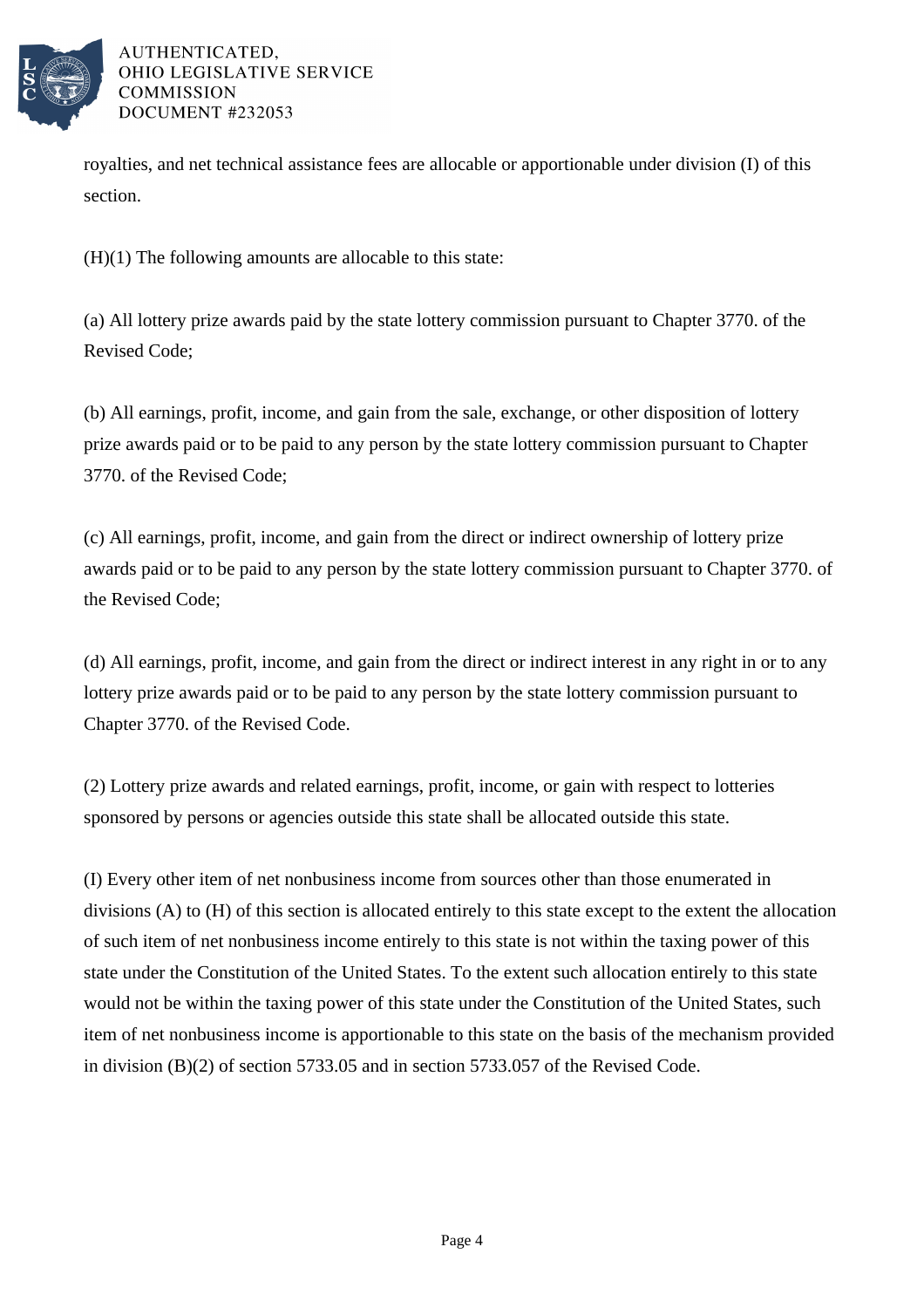royalties, and net technical assistance fees are allocable or apportionable under division (I) of this section.

(H)(1) The following amounts are allocable to this state:

(a) All lottery prize awards paid by the state lottery commission pursuant to Chapter 3770. of the Revised Code;

(b) All earnings, profit, income, and gain from the sale, exchange, or other disposition of lottery prize awards paid or to be paid to any person by the state lottery commission pursuant to Chapter 3770. of the Revised Code;

(c) All earnings, profit, income, and gain from the direct or indirect ownership of lottery prize awards paid or to be paid to any person by the state lottery commission pursuant to Chapter 3770. of the Revised Code;

(d) All earnings, profit, income, and gain from the direct or indirect interest in any right in or to any lottery prize awards paid or to be paid to any person by the state lottery commission pursuant to Chapter 3770. of the Revised Code.

(2) Lottery prize awards and related earnings, profit, income, or gain with respect to lotteries sponsored by persons or agencies outside this state shall be allocated outside this state.

(I) Every other item of net nonbusiness income from sources other than those enumerated in divisions (A) to (H) of this section is allocated entirely to this state except to the extent the allocation of such item of net nonbusiness income entirely to this state is not within the taxing power of this state under the Constitution of the United States. To the extent such allocation entirely to this state would not be within the taxing power of this state under the Constitution of the United States, such item of net nonbusiness income is apportionable to this state on the basis of the mechanism provided in division (B)(2) of section 5733.05 and in section 5733.057 of the Revised Code.